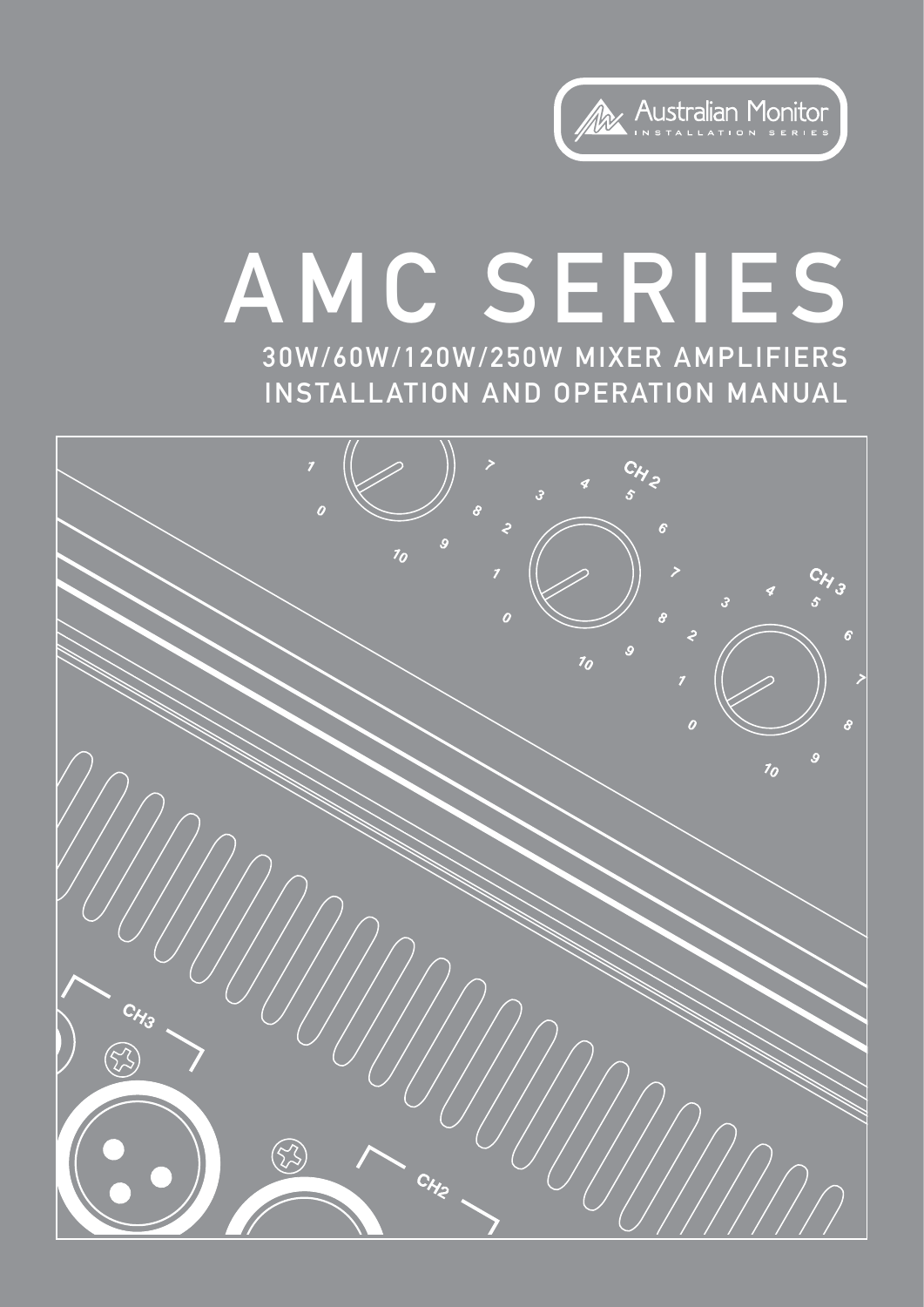Australian Monitor
INSTALLATION SERIES

# AMC SERIES

## 30W/60W/120W/250W MIXER AMPLIFIERS
## INSTALLATION AND OPERATION MANUAL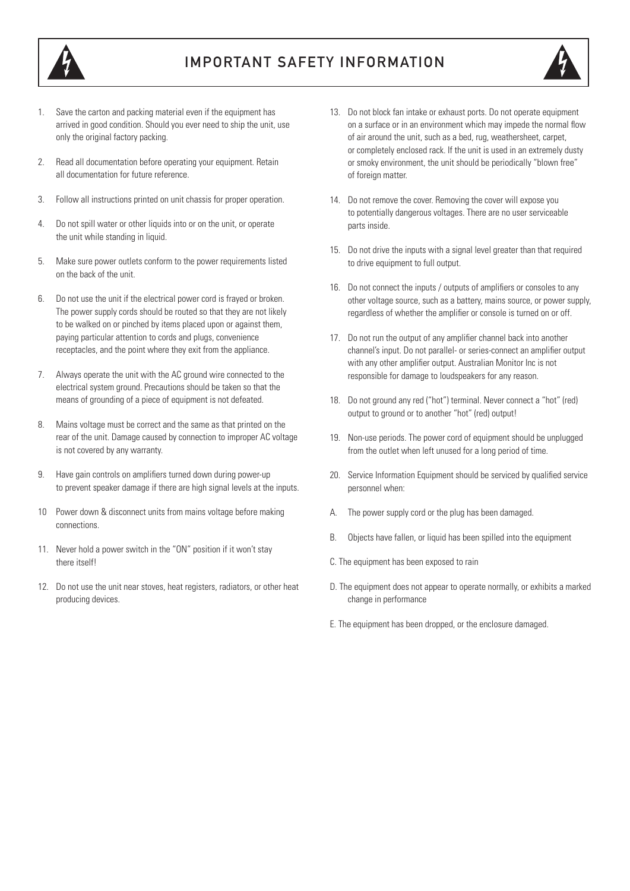# IMPORTANT SAFETY INFORMATION

1. Save the carton and packing material even if the equipment has arrived in good condition. Should you ever need to ship the unit, use only the original factory packing.

2. Read all documentation before operating your equipment. Retain all documentation for future reference.

3. Follow all instructions printed on unit chassis for proper operation.

4. Do not spill water or other liquids into or on the unit, or operate the unit while standing in liquid.

5. Make sure power outlets conform to the power requirements listed on the back of the unit.

6. Do not use the unit if the electrical power cord is frayed or broken. The power supply cords should be routed so that they are not likely to be walked on or pinched by items placed upon or against them, paying particular attention to cords and plugs, convenience receptacles, and the point where they exit from the appliance.

7. Always operate the unit with the AC ground wire connected to the electrical system ground. Precautions should be taken so that the means of grounding of a piece of equipment is not defeated.

8. Mains voltage must be correct and the same as that printed on the rear of the unit. Damage caused by connection to improper AC voltage is not covered by any warranty.

9. Have gain controls on amplifiers turned down during power-up to prevent speaker damage if there are high signal levels at the inputs.

10 Power down & disconnect units from mains voltage before making connections.

11. Never hold a power switch in the "ON" position if it won't stay there itself!

12. Do not use the unit near stoves, heat registers, radiators, or other heat producing devices.

13. Do not block fan intake or exhaust ports. Do not operate equipment on a surface or in an environment which may impede the normal flow of air around the unit, such as a bed, rug, weathersheet, carpet, or completely enclosed rack. If the unit is used in an extremely dusty or smoky environment, the unit should be periodically "blown free" of foreign matter.

14. Do not remove the cover. Removing the cover will expose you to potentially dangerous voltages. There are no user serviceable parts inside.

15. Do not drive the inputs with a signal level greater than that required to drive equipment to full output.

16. Do not connect the inputs / outputs of amplifiers or consoles to any other voltage source, such as a battery, mains source, or power supply, regardless of whether the amplifier or console is turned on or off.

17. Do not run the output of any amplifier channel back into another channel's input. Do not parallel- or series-connect an amplifier output with any other amplifier output. Australian Monitor Inc is not responsible for damage to loudspeakers for any reason.

18. Do not ground any red ("hot") terminal. Never connect a "hot" (red) output to ground or to another "hot" (red) output!

19. Non-use periods. The power cord of equipment should be unplugged from the outlet when left unused for a long period of time.

20. Service Information Equipment should be serviced by qualified service personnel when:

A. The power supply cord or the plug has been damaged.

B. Objects have fallen, or liquid has been spilled into the equipment

C. The equipment has been exposed to rain

D. The equipment does not appear to operate normally, or exhibits a marked change in performance

E. The equipment has been dropped, or the enclosure damaged.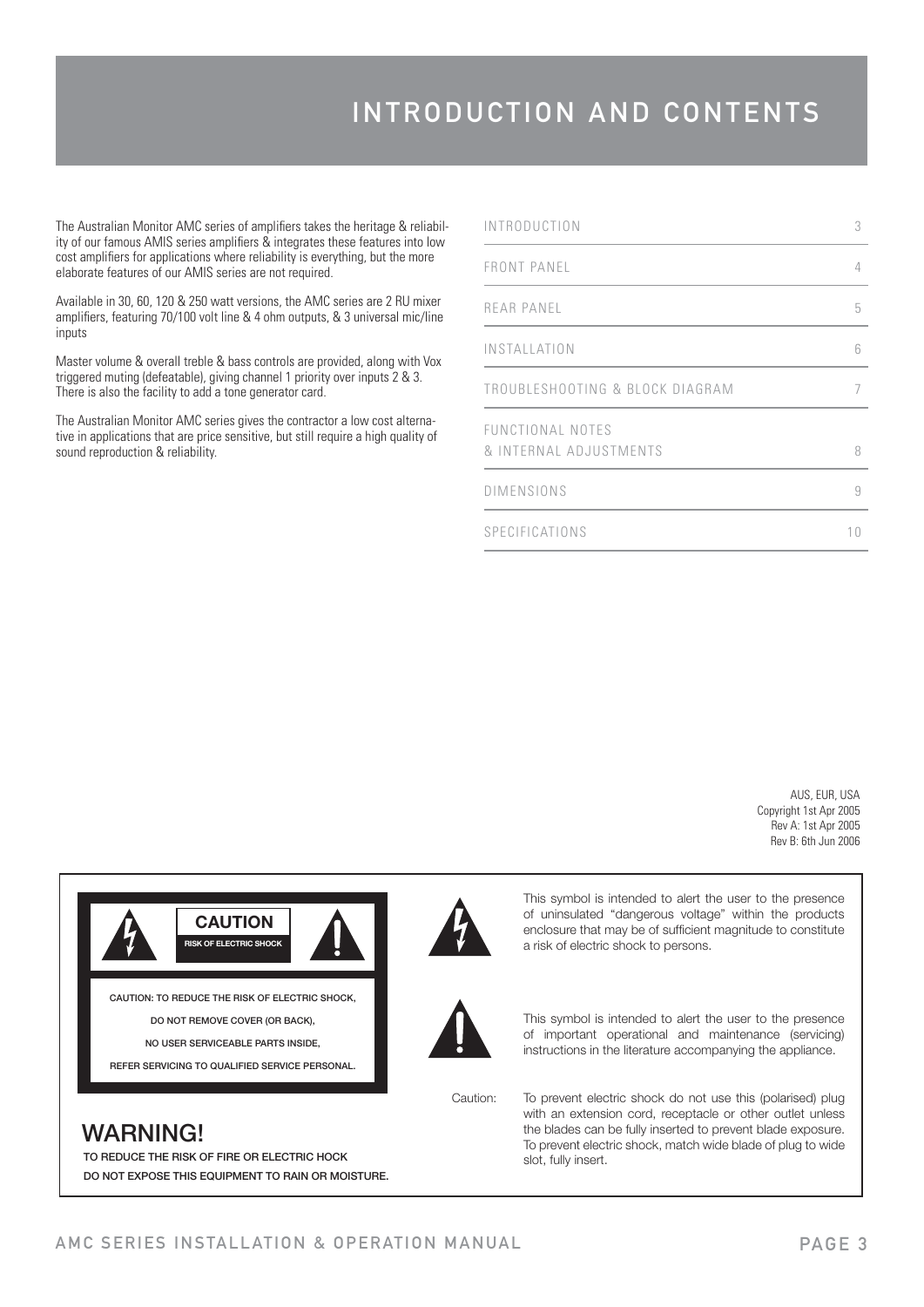# INTRODUCTION AND CONTENTS

The Australian Monitor AMC series of amplifiers takes the heritage & reliability of our famous AMIS series amplifiers & integrates these features into low cost amplifiers for applications where reliability is everything, but the more elaborate features of our AMIS series are not required.

Available in 30, 60, 120 & 250 watt versions, the AMC series are 2 RU mixer amplifiers, featuring 70/100 volt line & 4 ohm outputs, & 3 universal mic/line inputs

Master volume & overall treble & bass controls are provided, along with Vox triggered muting (defeatable), giving channel 1 priority over inputs 2 & 3. There is also the facility to add a tone generator card.

The Australian Monitor AMC series gives the contractor a low cost alternative in applications that are price sensitive, but still require a high quality of sound reproduction & reliability.

| | |
|---|---|
| INTRODUCTION | 3 |
| FRONT PANEL | 4 |
| REAR PANEL | 5 |
| INSTALLATION | 6 |
| TROUBLESHOOTING & BLOCK DIAGRAM | 7 |
| FUNCTIONAL NOTES & INTERNAL ADJUSTMENTS | 8 |
| DIMENSIONS | 9 |
| SPECIFICATIONS | 10 |

AUS, EUR, USA
Copyright 1st Apr 2005
Rev A: 1st Apr 2005
Rev B: 6th Jun 2006

**CAUTION**
RISK OF ELECTRIC SHOCK

CAUTION: TO REDUCE THE RISK OF ELECTRIC SHOCK,
DO NOT REMOVE COVER (OR BACK),
NO USER SERVICEABLE PARTS INSIDE,
REFER SERVICING TO QUALIFIED SERVICE PERSONAL.

## WARNING!

TO REDUCE THE RISK OF FIRE OR ELECTRIC HOCK
DO NOT EXPOSE THIS EQUIPMENT TO RAIN OR MOISTURE.

This symbol is intended to alert the user to the presence of uninsulated "dangerous voltage" within the products enclosure that may be of sufficient magnitude to constitute a risk of electric shock to persons.

This symbol is intended to alert the user to the presence of important operational and maintenance (servicing) instructions in the literature accompanying the appliance.

Caution: To prevent electric shock do not use this (polarised) plug with an extension cord, receptacle or other outlet unless the blades can be fully inserted to prevent blade exposure. To prevent electric shock, match wide blade of plug to wide slot, fully insert.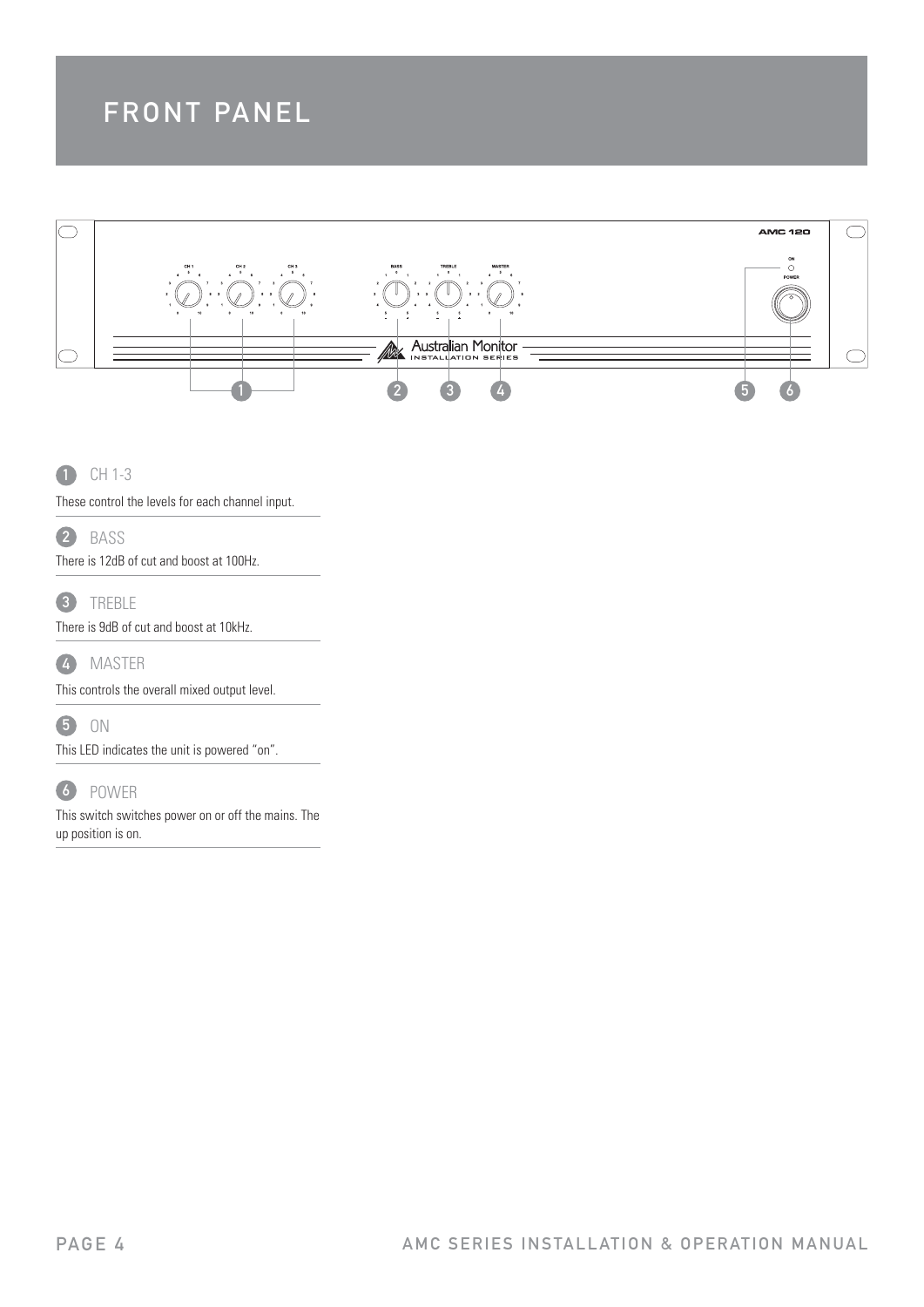# FRONT PANEL

1 CH 1-3

These control the levels for each channel input.

2 BASS

There is 12dB of cut and boost at 100Hz.

3 TREBLE

There is 9dB of cut and boost at 10kHz.

4 MASTER

This controls the overall mixed output level.

5 ON

This LED indicates the unit is powered “on”.

6 POWER

This switch switches power on or off the mains. The up position is on.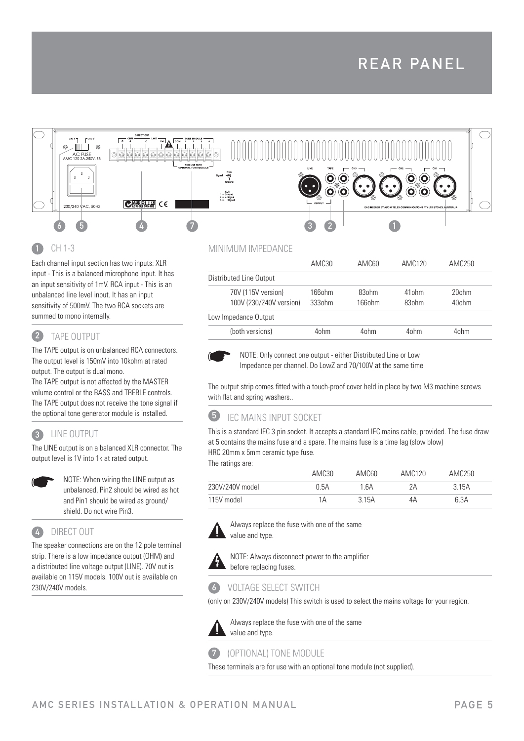# REAR PANEL

## 1 CH 1-3

Each channel input section has two inputs: XLR input - This is a balanced microphone input. It has an input sensitivity of 1mV. RCA input - This is an unbalanced line level input. It has an input sensitivity of 500mV. The two RCA sockets are summed to mono internally.

## 2 TAPE OUTPUT

The TAPE output is on unbalanced RCA connectors. The output level is 150mV into 10kohm at rated output. The output is dual mono.
The TAPE output is not affected by the MASTER volume control or the BASS and TREBLE controls. The TAPE output does not receive the tone signal if the optional tone generator module is installed.

## 3 LINE OUTPUT

The LINE output is on a balanced XLR connector. The output level is 1V into 1k at rated output.

NOTE: When wiring the LINE output as unbalanced, Pin2 should be wired as hot and Pin1 should be wired as ground/ shield. Do not wire Pin3.

## 4 DIRECT OUT

The speaker connections are on the 12 pole terminal strip. There is a low impedance output (OHM) and a distributed line voltage output (LINE). 70V out is available on 115V models. 100V out is available on 230V/240V models.

## MINIMUM IMPEDANCE

| | AMC30 | AMC60 | AMC120 | AMC250 |
|---|---|---|---|---|
| Distributed Line Output | | | | |
| 70V (115V version) | 166ohm | 83ohm | 41ohm | 20ohm |
| 100V (230/240V version) | 333ohm | 166ohm | 83ohm | 40ohm |
| Low Impedance Output | | | | |
| (both versions) | 4ohm | 4ohm | 4ohm | 4ohm |

NOTE: Only connect one output - either Distributed Line or Low Impedance per channel. Do LowZ and 70/100V at the same time

The output strip comes fitted with a touch-proof cover held in place by two M3 machine screws with flat and spring washers..

## 5 IEC MAINS INPUT SOCKET

This is a standard IEC 3 pin socket. It accepts a standard IEC mains cable, provided. The fuse draw at 5 contains the mains fuse and a spare. The mains fuse is a time lag (slow blow) HRC 20mm x 5mm ceramic type fuse.
The ratings are:

| | AMC30 | AMC60 | AMC120 | AMC250 |
|---|---|---|---|---|
| 230V/240V model | 0.5A | 1.6A | 2A | 3.15A |
| 115V model | 1A | 3.15A | 4A | 6.3A |

Always replace the fuse with one of the same value and type.

NOTE: Always disconnect power to the amplifier before replacing fuses.

## 6 VOLTAGE SELECT SWITCH

(only on 230V/240V models) This switch is used to select the mains voltage for your region.

Always replace the fuse with one of the same value and type.

## 7 (OPTIONAL) TONE MODULE

These terminals are for use with an optional tone module (not supplied).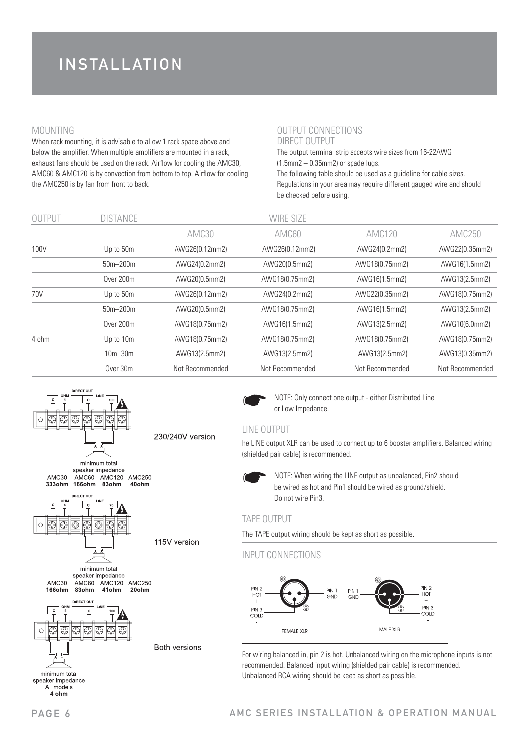# INSTALLATION

## MOUNTING

When rack mounting, it is advisable to allow 1 rack space above and below the amplifier. When multiple amplifiers are mounted in a rack, exhaust fans should be used on the rack. Airflow for cooling the AMC30, AMC60 & AMC120 is by convection from bottom to top. Airflow for cooling the AMC250 is by fan from front to back.

## OUTPUT CONNECTIONS

### DIRECT OUTPUT

The output terminal strip accepts wire sizes from 16-22AWG (1.5mm2 – 0.35mm2) or spade lugs.
The following table should be used as a guideline for cable sizes. Regulations in your area may require different gauged wire and should be checked before using.

| OUTPUT | DISTANCE | WIRE SIZE | | | |
|---|---|---|---|---|---|
| | | AMC30 | AMC60 | AMC120 | AMC250 |
| 100V | Up to 50m | AWG26(0.12mm2) | AWG26(0.12mm2) | AWG24(0.2mm2) | AWG22(0.35mm2) |
| | 50m–200m | AWG24(0.2mm2) | AWG20(0.5mm2) | AWG18(0.75mm2) | AWG16(1.5mm2) |
| | Over 200m | AWG20(0.5mm2) | AWG18(0.75mm2) | AWG16(1.5mm2) | AWG13(2.5mm2) |
| 70V | Up to 50m | AWG26(0.12mm2) | AWG24(0.2mm2) | AWG22(0.35mm2) | AWG18(0.75mm2) |
| | 50m–200m | AWG20(0.5mm2) | AWG18(0.75mm2) | AWG16(1.5mm2) | AWG13(2.5mm2) |
| | Over 200m | AWG18(0.75mm2) | AWG16(1.5mm2) | AWG13(2.5mm2) | AWG10(6.0mm2) |
| 4 ohm | Up to 10m | AWG18(0.75mm2) | AWG18(0.75mm2) | AWG18(0.75mm2) | AWG18(0.75mm2) |
| | 10m–30m | AWG13(2.5mm2) | AWG13(2.5mm2) | AWG13(2.5mm2) | AWG13(0.35mm2) |
| | Over 30m | Not Recommended | Not Recommended | Not Recommended | Not Recommended |

DIRECT OUT — OHM 4, C, C, LINE 100

230/240V version

minimum total speaker impedance
AMC30 **333ohm** AMC60 **166ohm** AMC120 **83ohm** AMC250 **40ohm**

DIRECT OUT — OHM 4, C, C, LINE 70

115V version

minimum total speaker impedance
AMC30 **166ohm** AMC60 **83ohm** AMC120 **41ohm** AMC250 **20ohm**

DIRECT OUT — OHM 4, C, C, LINE 100

Both versions

minimum total speaker impedance
All models
**4 ohm**

NOTE: Only connect one output - either Distributed Line or Low Impedance.

### LINE OUTPUT

he LINE output XLR can be used to connect up to 6 booster amplifiers. Balanced wiring (shielded pair cable) is recommended.

NOTE: When wiring the LINE output as unbalanced, Pin2 should be wired as hot and Pin1 should be wired as ground/shield. Do not wire Pin3.

### TAPE OUTPUT

The TAPE output wiring should be kept as short as possible.

## INPUT CONNECTIONS

FEMALE XLR: PIN 2 HOT +, PIN 1 GND, PIN 3 COLD -

MALE XLR: PIN 1 GND, PIN 2 HOT +, PIN 3 COLD -

For wiring balanced in, pin 2 is hot. Unbalanced wiring on the microphone inputs is not recommended. Balanced input wiring (shielded pair cable) is recommended. Unbalanced RCA wiring should be keep as short as possible.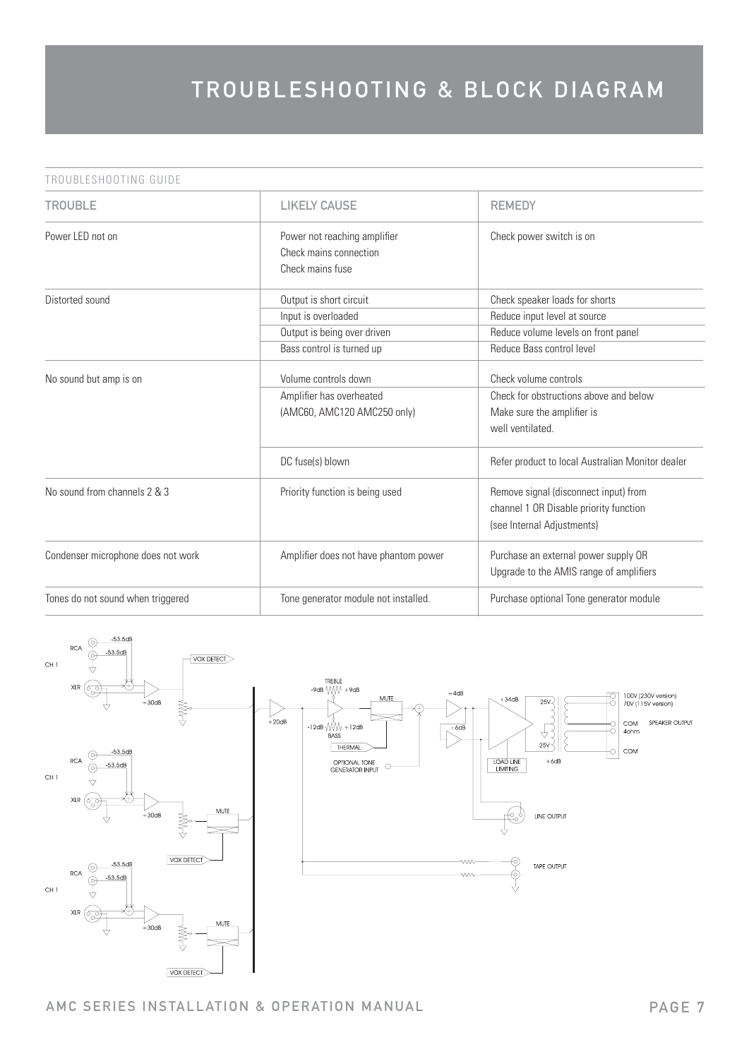# TROUBLESHOOTING & BLOCK DIAGRAM

TROUBLESHOOTING GUIDE

| TROUBLE | LIKELY CAUSE | REMEDY |
|---|---|---|
| Power LED not on | Power not reaching amplifier<br>Check mains connection<br>Check mains fuse | Check power switch is on |
| Distorted sound | Output is short circuit | Check speaker loads for shorts |
| | Input is overloaded | Reduce input level at source |
| | Output is being over driven | Reduce volume levels on front panel |
| | Bass control is turned up | Reduce Bass control level |
| No sound but amp is on | Volume controls down | Check volume controls |
| | Amplifier has overheated<br>(AMC60, AMC120 AMC250 only) | Check for obstructions above and below<br>Make sure the amplifier is<br>well ventilated. |
| | DC fuse(s) blown | Refer product to local Australian Monitor dealer |
| No sound from channels 2 & 3 | Priority function is being used | Remove signal (disconnect input) from<br>channel 1 OR Disable priority function<br>(see Internal Adjustments) |
| Condenser microphone does not work | Amplifier does not have phantom power | Purchase an external power supply OR<br>Upgrade to the AMIS range of amplifiers |
| Tones do not sound when triggered | Tone generator module not installed. | Purchase optional Tone generator module |

CH 1 RCA -53.5dB -53.5dB XLR +30dB VOX DETECT

CH 1 RCA -53.5dB -53.5dB XLR +30dB MUTE VOX DETECT

CH 1 RCA -53.5dB -53.5dB XLR +30dB MUTE VOX DETECT

+20dB TREBLE -9dB +9dB BASS -12dB +12dB MUTE THERMAL OPTIONAL TONE GENERATOR INPUT +4dB +6dB +34dB LOAD LINE LIMITING 25V 25V +6dB 100V (230V version) 70V (115V version) COM 4ohm COM SPEAKER OUTPUT LINE OUTPUT TAPE OUTPUT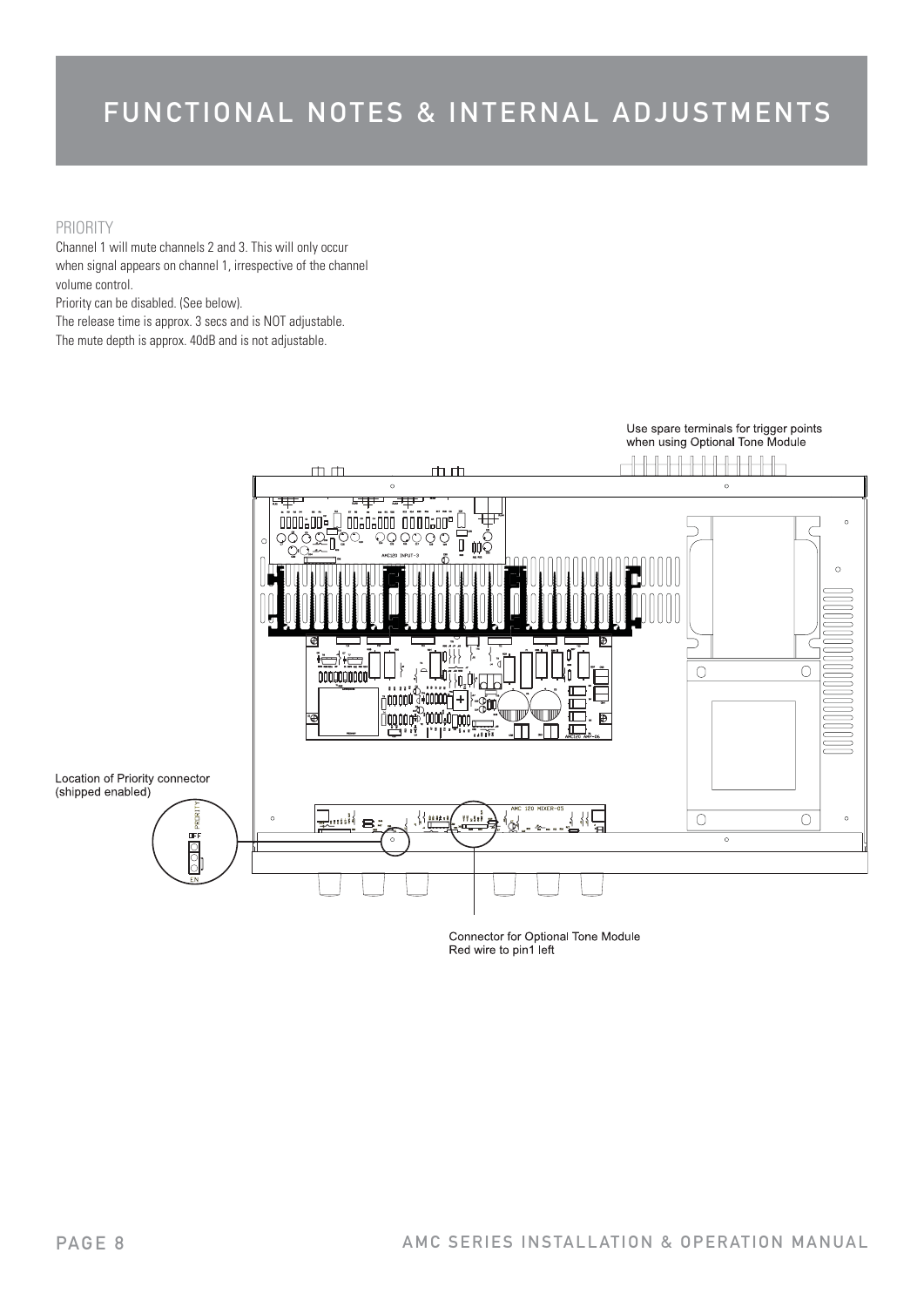# FUNCTIONAL NOTES & INTERNAL ADJUSTMENTS

## PRIORITY

Channel 1 will mute channels 2 and 3. This will only occur when signal appears on channel 1, irrespective of the channel volume control.

Priority can be disabled. (See below).

The release time is approx. 3 secs and is NOT adjustable.

The mute depth is approx. 40dB and is not adjustable.

Use spare terminals for trigger points when using Optional Tone Module

Location of Priority connector (shipped enabled)

Connector for Optional Tone Module
Red wire to pin1 left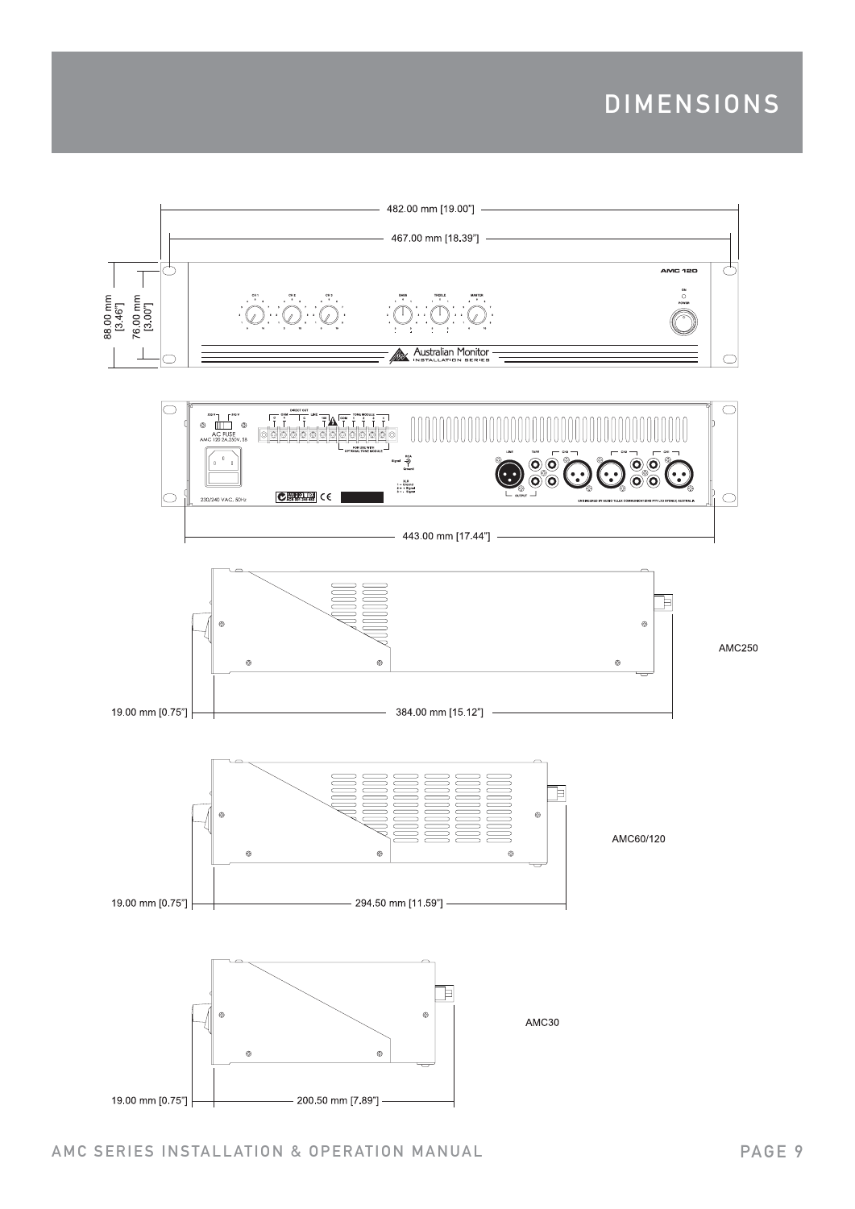# DIMENSIONS

482.00 mm [19.00"]

467.00 mm [18.39"]

88.00 mm [3.46"]

76.00 mm [3.00"]

443.00 mm [17.44"]

AMC250

19.00 mm [0.75"]

384.00 mm [15.12"]

AMC60/120

19.00 mm [0.75"]

294.50 mm [11.59"]

AMC30

19.00 mm [0.75"]

200.50 mm [7.89"]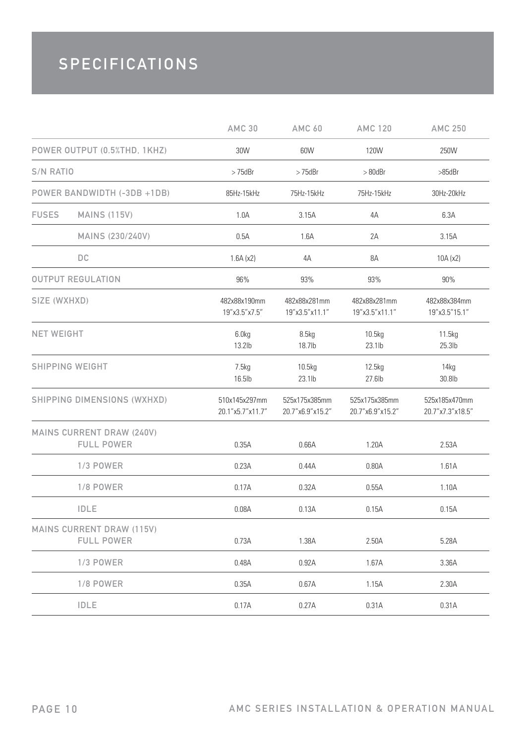# SPECIFICATIONS

| | | AMC 30 | AMC 60 | AMC 120 | AMC 250 |
|---|---|---|---|---|---|
| POWER OUTPUT (0.5%THD, 1KHZ) | | 30W | 60W | 120W | 250W |
| S/N RATIO | | > 75dBr | > 75dBr | > 80dBr | >85dBr |
| POWER BANDWIDTH (-3DB +1DB) | | 85Hz-15kHz | 75Hz-15kHz | 75Hz-15kHz | 30Hz-20kHz |
| FUSES | MAINS (115V) | 1.0A | 3.15A | 4A | 6.3A |
| | MAINS (230/240V) | 0.5A | 1.6A | 2A | 3.15A |
| | DC | 1.6A (x2) | 4A | 8A | 10A (x2) |
| OUTPUT REGULATION | | 96% | 93% | 93% | 90% |
| SIZE (WXHXD) | | 482x88x190mm 19"x3.5"x7.5" | 482x88x281mm 19"x3.5"x11.1" | 482x88x281mm 19"x3.5"x11.1" | 482x88x384mm 19"x3.5"15.1" |
| NET WEIGHT | | 6.0kg 13.2lb | 8.5kg 18.7lb | 10.5kg 23.1lb | 11.5kg 25.3lb |
| SHIPPING WEIGHT | | 7.5kg 16.5lb | 10.5kg 23.1lb | 12.5kg 27.6lb | 14kg 30.8lb |
| SHIPPING DIMENSIONS (WXHXD) | | 510x145x297mm 20.1"x5.7"x11.7" | 525x175x385mm 20.7"x6.9"x15.2" | 525x175x385mm 20.7"x6.9"x15.2" | 525x185x470mm 20.7"x7.3"x18.5" |
| MAINS CURRENT DRAW (240V) | FULL POWER | 0.35A | 0.66A | 1.20A | 2.53A |
| | 1/3 POWER | 0.23A | 0.44A | 0.80A | 1.61A |
| | 1/8 POWER | 0.17A | 0.32A | 0.55A | 1.10A |
| | IDLE | 0.08A | 0.13A | 0.15A | 0.15A |
| MAINS CURRENT DRAW (115V) | FULL POWER | 0.73A | 1.38A | 2.50A | 5.28A |
| | 1/3 POWER | 0.48A | 0.92A | 1.67A | 3.36A |
| | 1/8 POWER | 0.35A | 0.67A | 1.15A | 2.30A |
| | IDLE | 0.17A | 0.27A | 0.31A | 0.31A |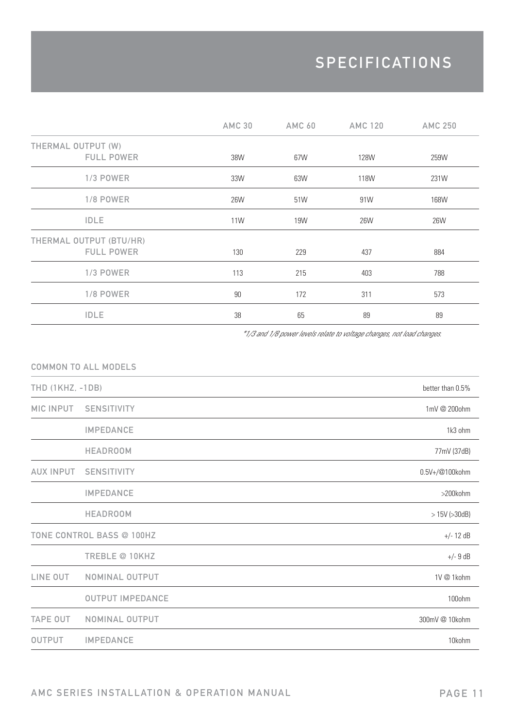# SPECIFICATIONS

| | | AMC 30 | AMC 60 | AMC 120 | AMC 250 |
|---|---|---|---|---|---|
| THERMAL OUTPUT (W) | FULL POWER | 38W | 67W | 128W | 259W |
| | 1/3 POWER | 33W | 63W | 118W | 231W |
| | 1/8 POWER | 26W | 51W | 91W | 168W |
| | IDLE | 11W | 19W | 26W | 26W |
| THERMAL OUTPUT (BTU/HR) | FULL POWER | 130 | 229 | 437 | 884 |
| | 1/3 POWER | 113 | 215 | 403 | 788 |
| | 1/8 POWER | 90 | 172 | 311 | 573 |
| | IDLE | 38 | 65 | 89 | 89 |

*\*1/3 and 1/8 power levels relate to voltage changes, not load changes.*

| COMMON TO ALL MODELS | | |
|---|---|---|
| THD (1KHZ, -1DB) | | better than 0.5% |
| MIC INPUT | SENSITIVITY | 1mV @ 200ohm |
| | IMPEDANCE | 1k3 ohm |
| | HEADROOM | 77mV (37dB) |
| AUX INPUT | SENSITIVITY | 0.5V+/@100kohm |
| | IMPEDANCE | >200kohm |
| | HEADROOM | > 15V (>30dB) |
| TONE CONTROL | BASS @ 100HZ | +/- 12 dB |
| | TREBLE @ 10KHZ | +/- 9 dB |
| LINE OUT | NOMINAL OUTPUT | 1V @ 1kohm |
| | OUTPUT IMPEDANCE | 100ohm |
| TAPE OUT | NOMINAL OUTPUT | 300mV @ 10kohm |
| OUTPUT | IMPEDANCE | 10kohm |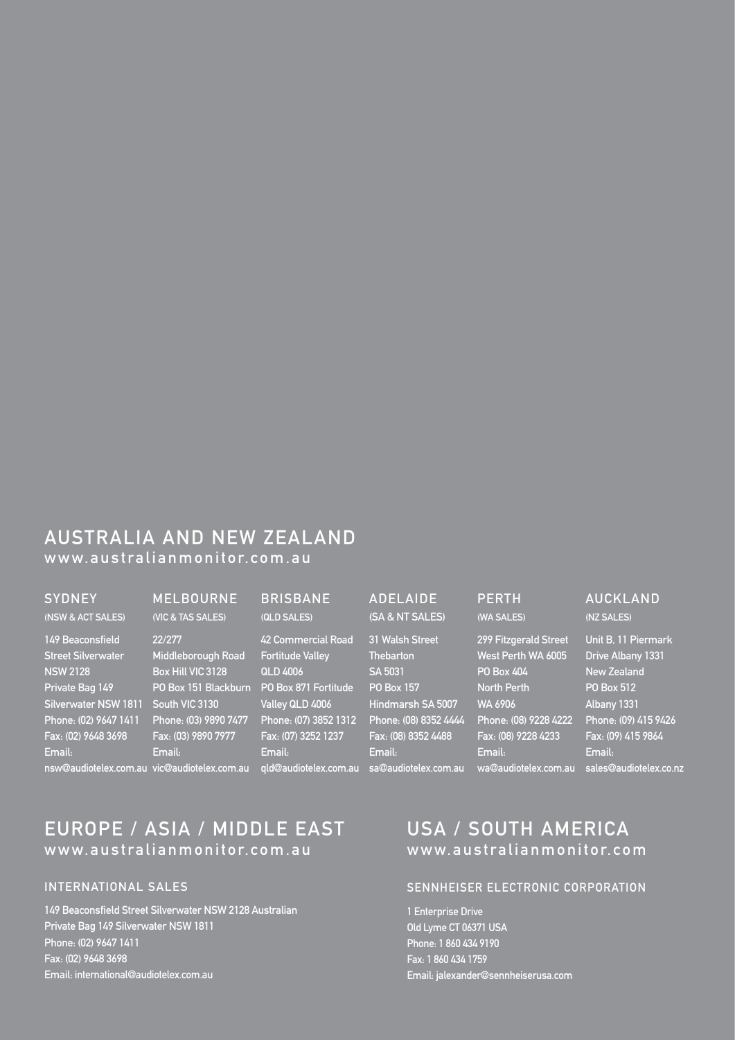## AUSTRALIA AND NEW ZEALAND

www.australianmonitor.com.au

### SYDNEY

(NSW & ACT SALES)

149 Beaconsfield Street Silverwater NSW 2128
Private Bag 149 Silverwater NSW 1811
Phone: (02) 9647 1411
Fax: (02) 9648 3698
Email: nsw@audiotelex.com.au

### MELBOURNE

(VIC & TAS SALES)

22/277 Middleborough Road Box Hill VIC 3128
PO Box 151 Blackburn South VIC 3130
Phone: (03) 9890 7477
Fax: (03) 9890 7977
Email: vic@audiotelex.com.au

### BRISBANE

(QLD SALES)

42 Commercial Road Fortitude Valley QLD 4006
PO Box 871 Fortitude Valley QLD 4006
Phone: (07) 3852 1312
Fax: (07) 3252 1237
Email: qld@audiotelex.com.au

### ADELAIDE

(SA & NT SALES)

31 Walsh Street Thebarton SA 5031
PO Box 157 Hindmarsh SA 5007
Phone: (08) 8352 4444
Fax: (08) 8352 4488
Email: sa@audiotelex.com.au

### PERTH

(WA SALES)

299 Fitzgerald Street West Perth WA 6005
PO Box 404 North Perth WA 6906
Phone: (08) 9228 4222
Fax: (08) 9228 4233
Email: wa@audiotelex.com.au

### AUCKLAND

(NZ SALES)

Unit B, 11 Piermark Drive Albany 1331 New Zealand
PO Box 512 Albany 1331
Phone: (09) 415 9426
Fax: (09) 415 9864
Email: sales@audiotelex.co.nz

## EUROPE / ASIA / MIDDLE EAST

www.australianmonitor.com.au

### INTERNATIONAL SALES

149 Beaconsfield Street Silverwater NSW 2128 Australian
Private Bag 149 Silverwater NSW 1811
Phone: (02) 9647 1411
Fax: (02) 9648 3698
Email: international@audiotelex.com.au

## USA / SOUTH AMERICA

www.australianmonitor.com

### SENNHEISER ELECTRONIC CORPORATION

1 Enterprise Drive
Old Lyme CT 06371 USA
Phone: 1 860 434 9190
Fax: 1 860 434 1759
Email: jalexander@sennheiserusa.com